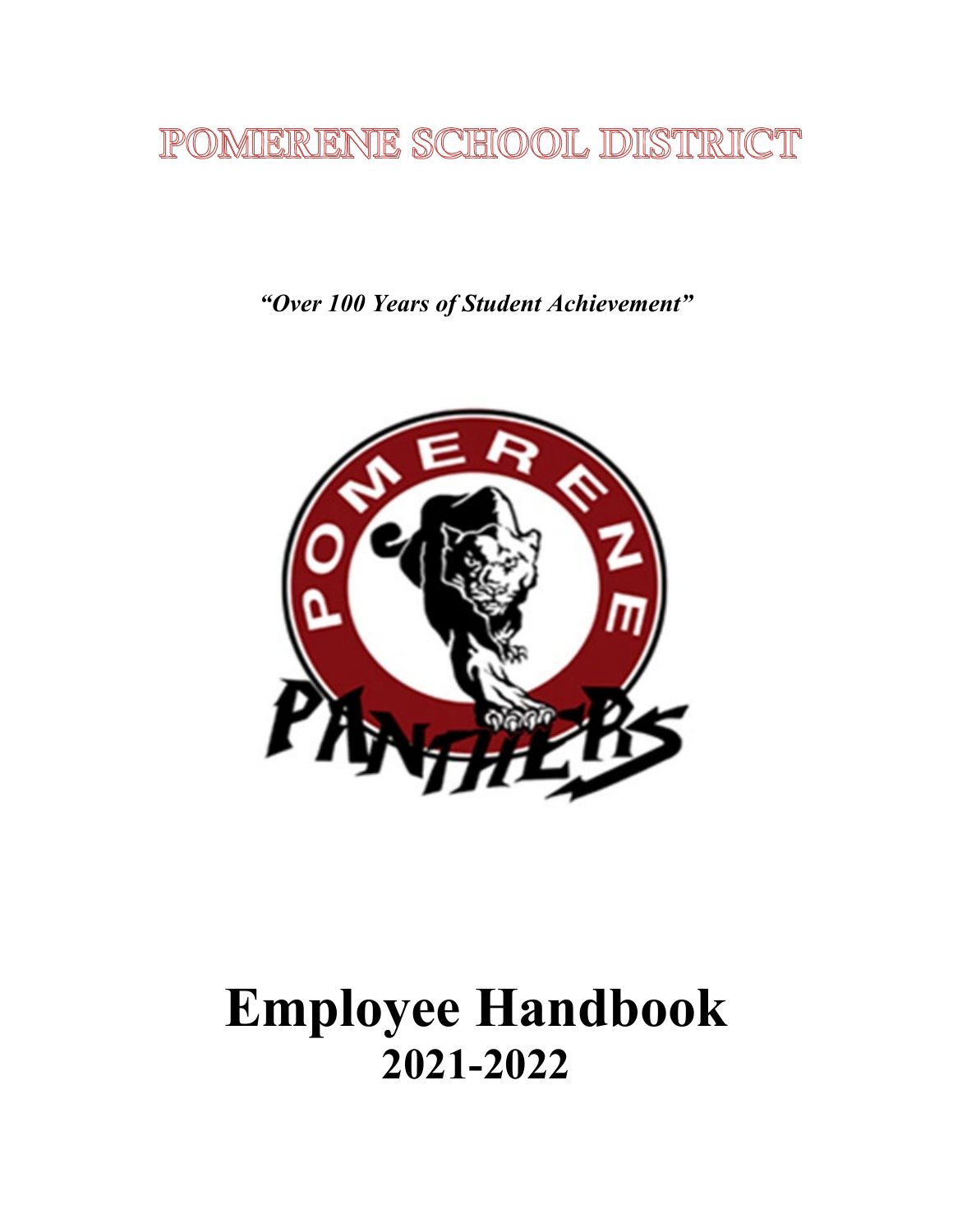# POMERENE SCHOOL DISTRICT

***"Over 100 Years of Student Achievement"***

# Employee Handbook
## 2021-2022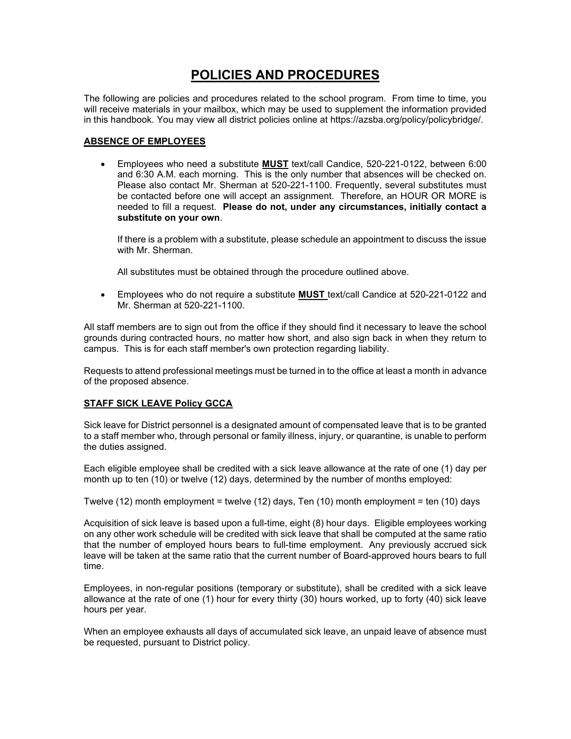# POLICIES AND PROCEDURES

The following are policies and procedures related to the school program. From time to time, you will receive materials in your mailbox, which may be used to supplement the information provided in this handbook. You may view all district policies online at https://azsba.org/policy/policybridge/.

## ABSENCE OF EMPLOYEES

- Employees who need a substitute **MUST** text/call Candice, 520-221-0122, between 6:00 and 6:30 A.M. each morning. This is the only number that absences will be checked on. Please also contact Mr. Sherman at 520-221-1100. Frequently, several substitutes must be contacted before one will accept an assignment. Therefore, an HOUR OR MORE is needed to fill a request. **Please do not, under any circumstances, initially contact a substitute on your own**.

  If there is a problem with a substitute, please schedule an appointment to discuss the issue with Mr. Sherman.

  All substitutes must be obtained through the procedure outlined above.

- Employees who do not require a substitute **MUST** text/call Candice at 520-221-0122 and Mr. Sherman at 520-221-1100.

All staff members are to sign out from the office if they should find it necessary to leave the school grounds during contracted hours, no matter how short, and also sign back in when they return to campus. This is for each staff member's own protection regarding liability.

Requests to attend professional meetings must be turned in to the office at least a month in advance of the proposed absence.

## STAFF SICK LEAVE Policy GCCA

Sick leave for District personnel is a designated amount of compensated leave that is to be granted to a staff member who, through personal or family illness, injury, or quarantine, is unable to perform the duties assigned.

Each eligible employee shall be credited with a sick leave allowance at the rate of one (1) day per month up to ten (10) or twelve (12) days, determined by the number of months employed:

Twelve (12) month employment = twelve (12) days, Ten (10) month employment = ten (10) days

Acquisition of sick leave is based upon a full-time, eight (8) hour days. Eligible employees working on any other work schedule will be credited with sick leave that shall be computed at the same ratio that the number of employed hours bears to full-time employment. Any previously accrued sick leave will be taken at the same ratio that the current number of Board-approved hours bears to full time.

Employees, in non-regular positions (temporary or substitute), shall be credited with a sick leave allowance at the rate of one (1) hour for every thirty (30) hours worked, up to forty (40) sick leave hours per year.

When an employee exhausts all days of accumulated sick leave, an unpaid leave of absence must be requested, pursuant to District policy.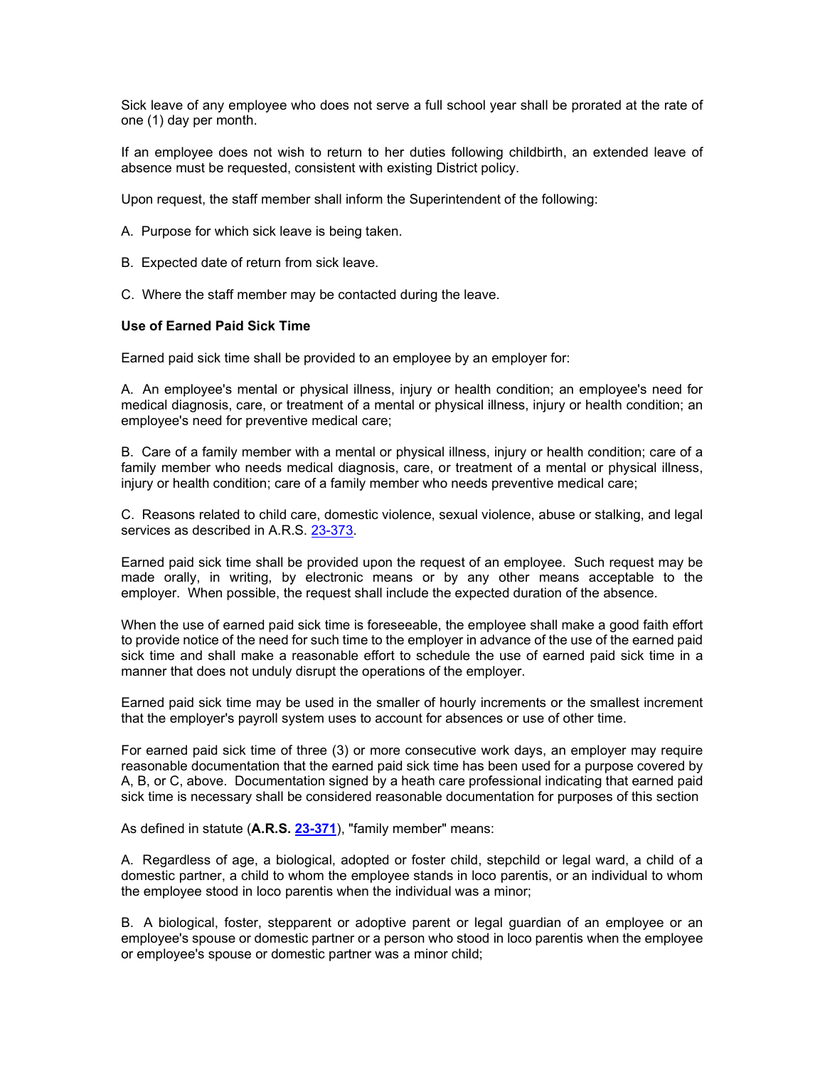Sick leave of any employee who does not serve a full school year shall be prorated at the rate of one (1) day per month.

If an employee does not wish to return to her duties following childbirth, an extended leave of absence must be requested, consistent with existing District policy.

Upon request, the staff member shall inform the Superintendent of the following:

A. Purpose for which sick leave is being taken.

B. Expected date of return from sick leave.

C. Where the staff member may be contacted during the leave.

**Use of Earned Paid Sick Time**

Earned paid sick time shall be provided to an employee by an employer for:

A. An employee's mental or physical illness, injury or health condition; an employee's need for medical diagnosis, care, or treatment of a mental or physical illness, injury or health condition; an employee's need for preventive medical care;

B. Care of a family member with a mental or physical illness, injury or health condition; care of a family member who needs medical diagnosis, care, or treatment of a mental or physical illness, injury or health condition; care of a family member who needs preventive medical care;

C. Reasons related to child care, domestic violence, sexual violence, abuse or stalking, and legal services as described in A.R.S. 23-373.

Earned paid sick time shall be provided upon the request of an employee. Such request may be made orally, in writing, by electronic means or by any other means acceptable to the employer. When possible, the request shall include the expected duration of the absence.

When the use of earned paid sick time is foreseeable, the employee shall make a good faith effort to provide notice of the need for such time to the employer in advance of the use of the earned paid sick time and shall make a reasonable effort to schedule the use of earned paid sick time in a manner that does not unduly disrupt the operations of the employer.

Earned paid sick time may be used in the smaller of hourly increments or the smallest increment that the employer's payroll system uses to account for absences or use of other time.

For earned paid sick time of three (3) or more consecutive work days, an employer may require reasonable documentation that the earned paid sick time has been used for a purpose covered by A, B, or C, above. Documentation signed by a heath care professional indicating that earned paid sick time is necessary shall be considered reasonable documentation for purposes of this section

As defined in statute (**A.R.S. 23-371**), "family member" means:

A. Regardless of age, a biological, adopted or foster child, stepchild or legal ward, a child of a domestic partner, a child to whom the employee stands in loco parentis, or an individual to whom the employee stood in loco parentis when the individual was a minor;

B. A biological, foster, stepparent or adoptive parent or legal guardian of an employee or an employee's spouse or domestic partner or a person who stood in loco parentis when the employee or employee's spouse or domestic partner was a minor child;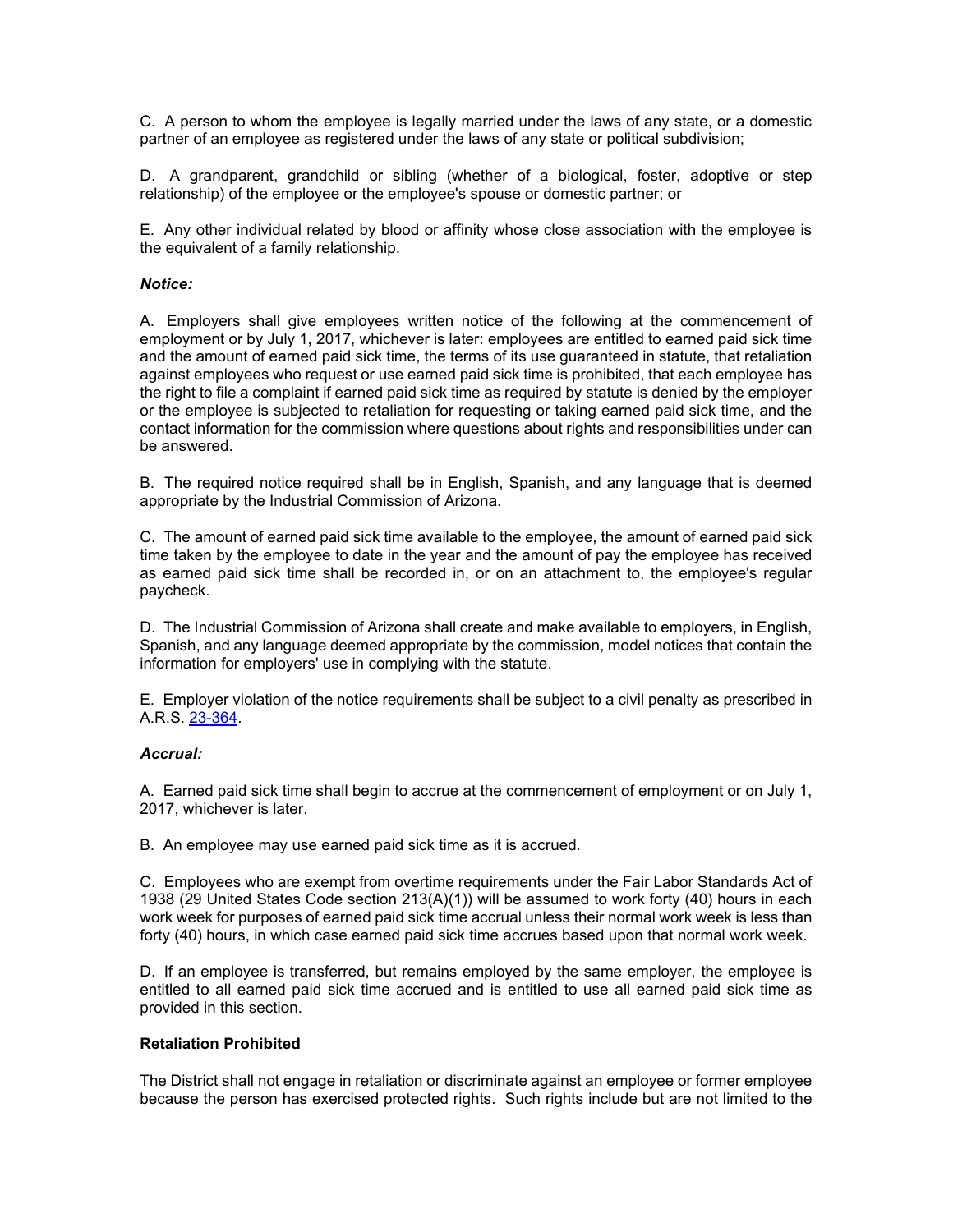C. A person to whom the employee is legally married under the laws of any state, or a domestic partner of an employee as registered under the laws of any state or political subdivision;

D. A grandparent, grandchild or sibling (whether of a biological, foster, adoptive or step relationship) of the employee or the employee's spouse or domestic partner; or

E. Any other individual related by blood or affinity whose close association with the employee is the equivalent of a family relationship.

***Notice:***

A. Employers shall give employees written notice of the following at the commencement of employment or by July 1, 2017, whichever is later: employees are entitled to earned paid sick time and the amount of earned paid sick time, the terms of its use guaranteed in statute, that retaliation against employees who request or use earned paid sick time is prohibited, that each employee has the right to file a complaint if earned paid sick time as required by statute is denied by the employer or the employee is subjected to retaliation for requesting or taking earned paid sick time, and the contact information for the commission where questions about rights and responsibilities under can be answered.

B. The required notice required shall be in English, Spanish, and any language that is deemed appropriate by the Industrial Commission of Arizona.

C. The amount of earned paid sick time available to the employee, the amount of earned paid sick time taken by the employee to date in the year and the amount of pay the employee has received as earned paid sick time shall be recorded in, or on an attachment to, the employee's regular paycheck.

D. The Industrial Commission of Arizona shall create and make available to employers, in English, Spanish, and any language deemed appropriate by the commission, model notices that contain the information for employers' use in complying with the statute.

E. Employer violation of the notice requirements shall be subject to a civil penalty as prescribed in A.R.S. 23-364.

***Accrual:***

A. Earned paid sick time shall begin to accrue at the commencement of employment or on July 1, 2017, whichever is later.

B. An employee may use earned paid sick time as it is accrued.

C. Employees who are exempt from overtime requirements under the Fair Labor Standards Act of 1938 (29 United States Code section 213(A)(1)) will be assumed to work forty (40) hours in each work week for purposes of earned paid sick time accrual unless their normal work week is less than forty (40) hours, in which case earned paid sick time accrues based upon that normal work week.

D. If an employee is transferred, but remains employed by the same employer, the employee is entitled to all earned paid sick time accrued and is entitled to use all earned paid sick time as provided in this section.

**Retaliation Prohibited**

The District shall not engage in retaliation or discriminate against an employee or former employee because the person has exercised protected rights. Such rights include but are not limited to the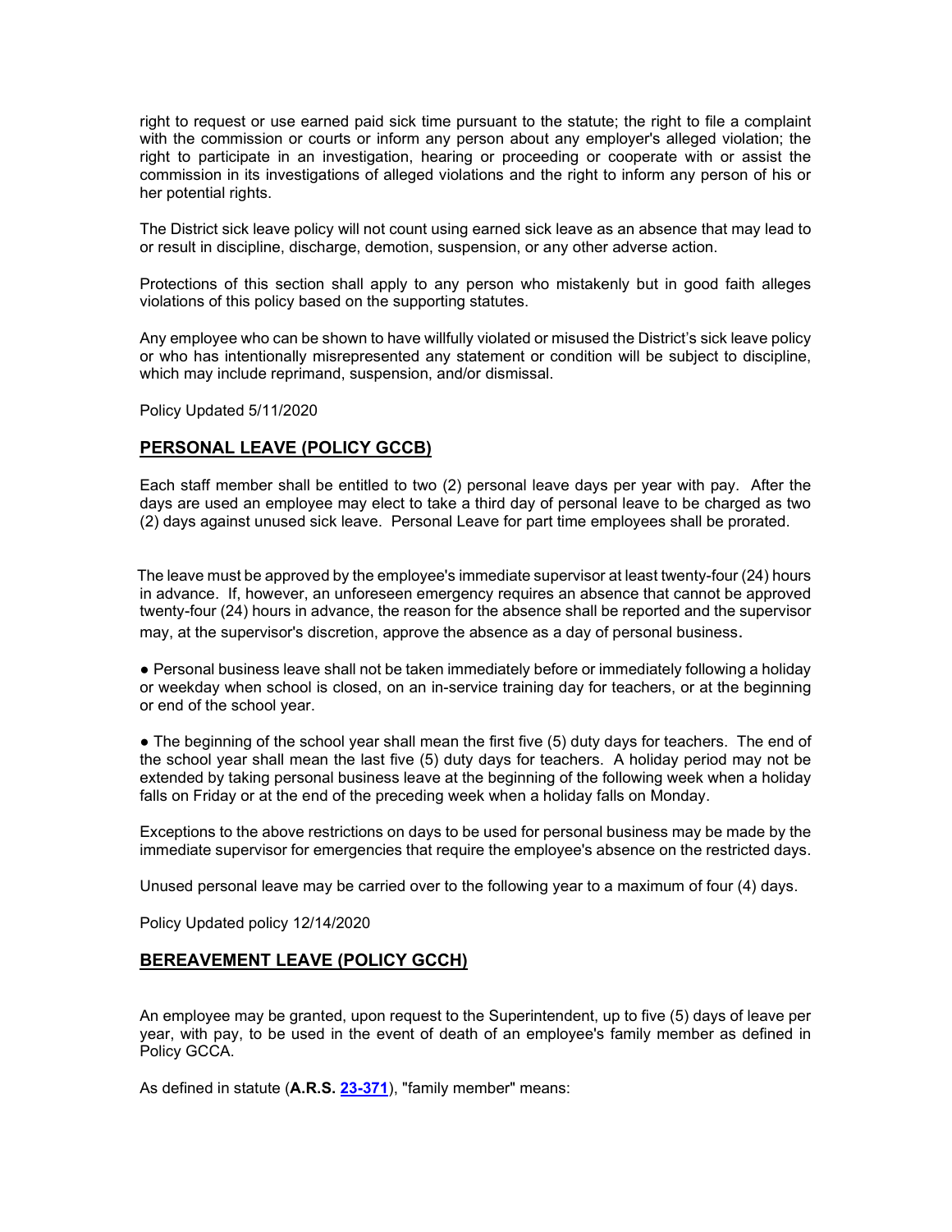right to request or use earned paid sick time pursuant to the statute; the right to file a complaint with the commission or courts or inform any person about any employer's alleged violation; the right to participate in an investigation, hearing or proceeding or cooperate with or assist the commission in its investigations of alleged violations and the right to inform any person of his or her potential rights.

The District sick leave policy will not count using earned sick leave as an absence that may lead to or result in discipline, discharge, demotion, suspension, or any other adverse action.

Protections of this section shall apply to any person who mistakenly but in good faith alleges violations of this policy based on the supporting statutes.

Any employee who can be shown to have willfully violated or misused the District's sick leave policy or who has intentionally misrepresented any statement or condition will be subject to discipline, which may include reprimand, suspension, and/or dismissal.

Policy Updated 5/11/2020

## PERSONAL LEAVE (POLICY GCCB)

Each staff member shall be entitled to two (2) personal leave days per year with pay. After the days are used an employee may elect to take a third day of personal leave to be charged as two (2) days against unused sick leave. Personal Leave for part time employees shall be prorated.

The leave must be approved by the employee's immediate supervisor at least twenty-four (24) hours in advance. If, however, an unforeseen emergency requires an absence that cannot be approved twenty-four (24) hours in advance, the reason for the absence shall be reported and the supervisor may, at the supervisor's discretion, approve the absence as a day of personal business.

- Personal business leave shall not be taken immediately before or immediately following a holiday or weekday when school is closed, on an in-service training day for teachers, or at the beginning or end of the school year.

- The beginning of the school year shall mean the first five (5) duty days for teachers. The end of the school year shall mean the last five (5) duty days for teachers. A holiday period may not be extended by taking personal business leave at the beginning of the following week when a holiday falls on Friday or at the end of the preceding week when a holiday falls on Monday.

Exceptions to the above restrictions on days to be used for personal business may be made by the immediate supervisor for emergencies that require the employee's absence on the restricted days.

Unused personal leave may be carried over to the following year to a maximum of four (4) days.

Policy Updated policy 12/14/2020

## BEREAVEMENT LEAVE (POLICY GCCH)

An employee may be granted, upon request to the Superintendent, up to five (5) days of leave per year, with pay, to be used in the event of death of an employee's family member as defined in Policy GCCA.

As defined in statute (**A.R.S. [23-371](23-371)**), "family member" means: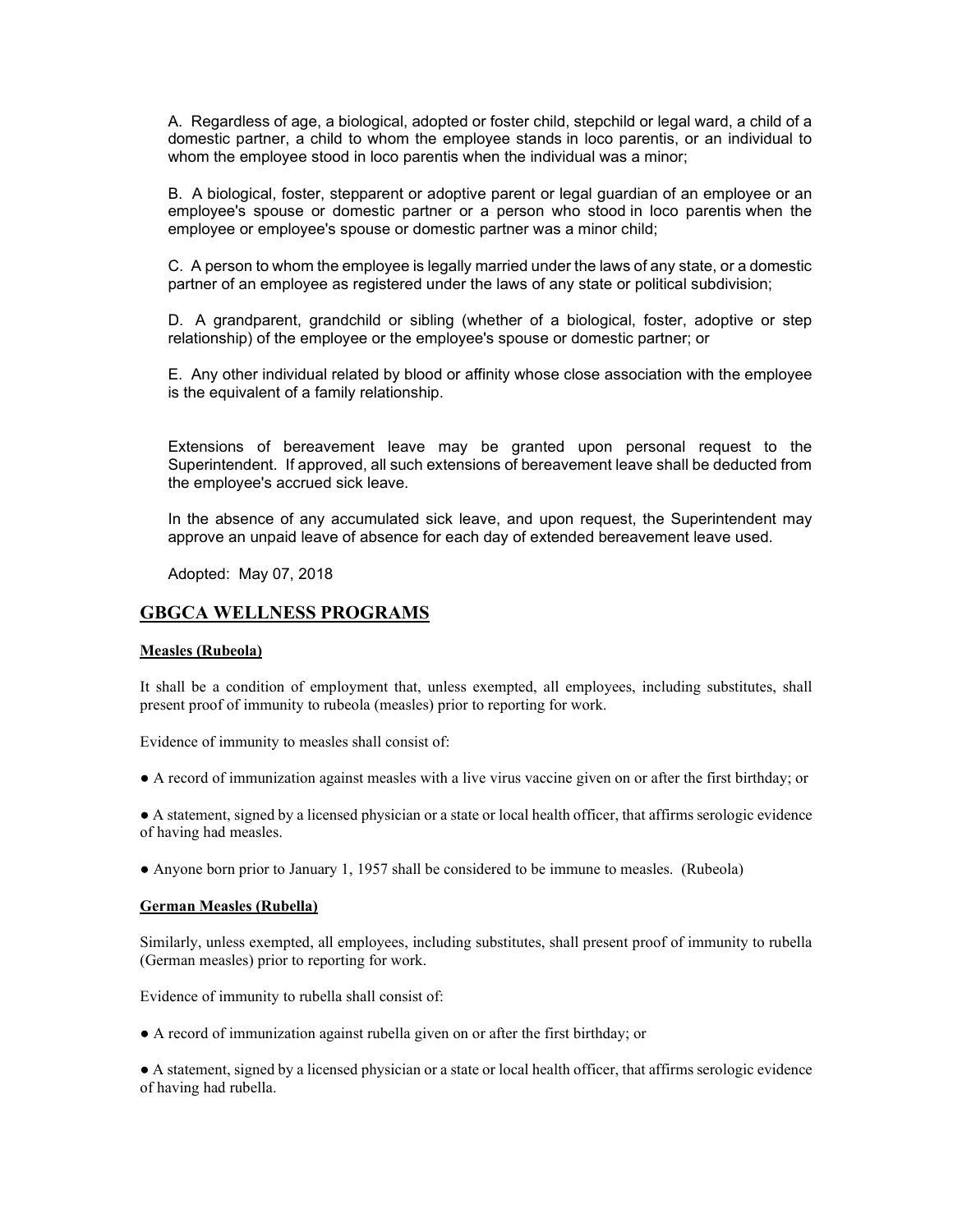A. Regardless of age, a biological, adopted or foster child, stepchild or legal ward, a child of a domestic partner, a child to whom the employee stands in loco parentis, or an individual to whom the employee stood in loco parentis when the individual was a minor;

B. A biological, foster, stepparent or adoptive parent or legal guardian of an employee or an employee's spouse or domestic partner or a person who stood in loco parentis when the employee or employee's spouse or domestic partner was a minor child;

C. A person to whom the employee is legally married under the laws of any state, or a domestic partner of an employee as registered under the laws of any state or political subdivision;

D. A grandparent, grandchild or sibling (whether of a biological, foster, adoptive or step relationship) of the employee or the employee's spouse or domestic partner; or

E. Any other individual related by blood or affinity whose close association with the employee is the equivalent of a family relationship.

Extensions of bereavement leave may be granted upon personal request to the Superintendent. If approved, all such extensions of bereavement leave shall be deducted from the employee's accrued sick leave.

In the absence of any accumulated sick leave, and upon request, the Superintendent may approve an unpaid leave of absence for each day of extended bereavement leave used.

Adopted: May 07, 2018

## GBGCA WELLNESS PROGRAMS

**Measles (Rubeola)**

It shall be a condition of employment that, unless exempted, all employees, including substitutes, shall present proof of immunity to rubeola (measles) prior to reporting for work.

Evidence of immunity to measles shall consist of:

● A record of immunization against measles with a live virus vaccine given on or after the first birthday; or

● A statement, signed by a licensed physician or a state or local health officer, that affirms serologic evidence of having had measles.

● Anyone born prior to January 1, 1957 shall be considered to be immune to measles. (Rubeola)

**German Measles (Rubella)**

Similarly, unless exempted, all employees, including substitutes, shall present proof of immunity to rubella (German measles) prior to reporting for work.

Evidence of immunity to rubella shall consist of:

● A record of immunization against rubella given on or after the first birthday; or

● A statement, signed by a licensed physician or a state or local health officer, that affirms serologic evidence of having had rubella.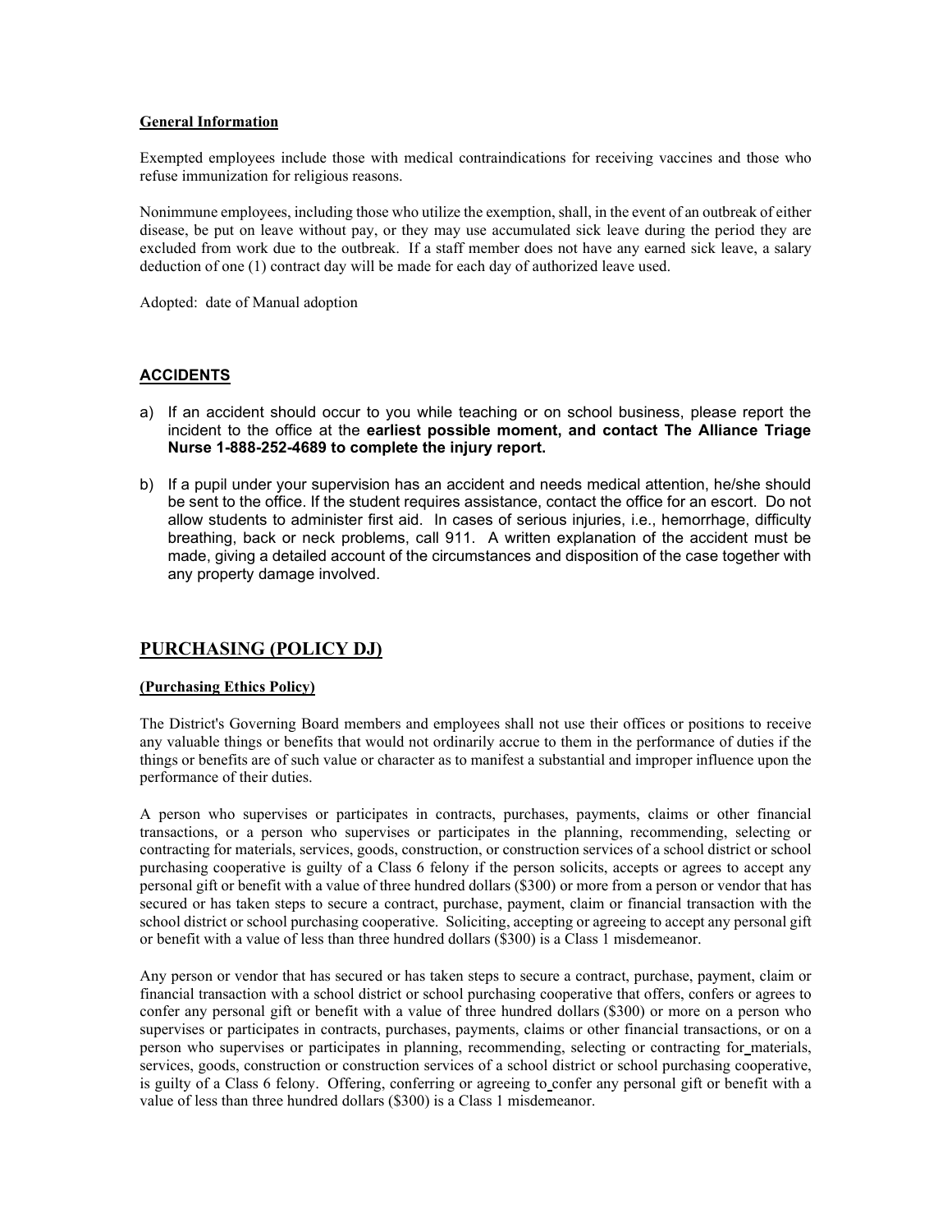**General Information**

Exempted employees include those with medical contraindications for receiving vaccines and those who refuse immunization for religious reasons.

Nonimmune employees, including those who utilize the exemption, shall, in the event of an outbreak of either disease, be put on leave without pay, or they may use accumulated sick leave during the period they are excluded from work due to the outbreak. If a staff member does not have any earned sick leave, a salary deduction of one (1) contract day will be made for each day of authorized leave used.

Adopted: date of Manual adoption

## ACCIDENTS

a) If an accident should occur to you while teaching or on school business, please report the incident to the office at the **earliest possible moment, and contact The Alliance Triage Nurse 1-888-252-4689 to complete the injury report.**

b) If a pupil under your supervision has an accident and needs medical attention, he/she should be sent to the office. If the student requires assistance, contact the office for an escort. Do not allow students to administer first aid. In cases of serious injuries, i.e., hemorrhage, difficulty breathing, back or neck problems, call 911. A written explanation of the accident must be made, giving a detailed account of the circumstances and disposition of the case together with any property damage involved.

## PURCHASING (POLICY DJ)

**(Purchasing Ethics Policy)**

The District's Governing Board members and employees shall not use their offices or positions to receive any valuable things or benefits that would not ordinarily accrue to them in the performance of duties if the things or benefits are of such value or character as to manifest a substantial and improper influence upon the performance of their duties.

A person who supervises or participates in contracts, purchases, payments, claims or other financial transactions, or a person who supervises or participates in the planning, recommending, selecting or contracting for materials, services, goods, construction, or construction services of a school district or school purchasing cooperative is guilty of a Class 6 felony if the person solicits, accepts or agrees to accept any personal gift or benefit with a value of three hundred dollars ($300) or more from a person or vendor that has secured or has taken steps to secure a contract, purchase, payment, claim or financial transaction with the school district or school purchasing cooperative. Soliciting, accepting or agreeing to accept any personal gift or benefit with a value of less than three hundred dollars ($300) is a Class 1 misdemeanor.

Any person or vendor that has secured or has taken steps to secure a contract, purchase, payment, claim or financial transaction with a school district or school purchasing cooperative that offers, confers or agrees to confer any personal gift or benefit with a value of three hundred dollars ($300) or more on a person who supervises or participates in contracts, purchases, payments, claims or other financial transactions, or on a person who supervises or participates in planning, recommending, selecting or contracting for materials, services, goods, construction or construction services of a school district or school purchasing cooperative, is guilty of a Class 6 felony. Offering, conferring or agreeing to confer any personal gift or benefit with a value of less than three hundred dollars ($300) is a Class 1 misdemeanor.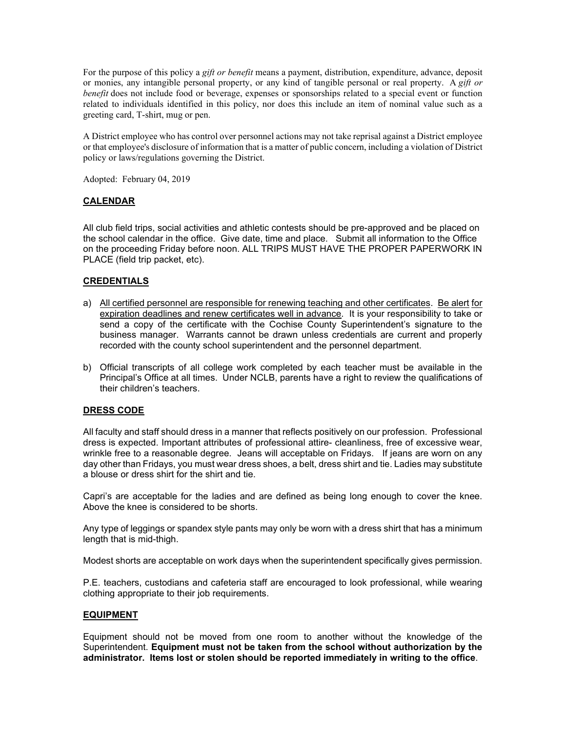For the purpose of this policy a *gift or benefit* means a payment, distribution, expenditure, advance, deposit or monies, any intangible personal property, or any kind of tangible personal or real property. A *gift or benefit* does not include food or beverage, expenses or sponsorships related to a special event or function related to individuals identified in this policy, nor does this include an item of nominal value such as a greeting card, T-shirt, mug or pen.

A District employee who has control over personnel actions may not take reprisal against a District employee or that employee's disclosure of information that is a matter of public concern, including a violation of District policy or laws/regulations governing the District.

Adopted: February 04, 2019

## CALENDAR

All club field trips, social activities and athletic contests should be pre-approved and be placed on the school calendar in the office. Give date, time and place. Submit all information to the Office on the proceeding Friday before noon. ALL TRIPS MUST HAVE THE PROPER PAPERWORK IN PLACE (field trip packet, etc).

## CREDENTIALS

a) <u>All certified personnel are responsible for renewing teaching and other certificates</u>. <u>Be alert for expiration deadlines and renew certificates well in advance</u>. It is your responsibility to take or send a copy of the certificate with the Cochise County Superintendent's signature to the business manager. Warrants cannot be drawn unless credentials are current and properly recorded with the county school superintendent and the personnel department.

b) Official transcripts of all college work completed by each teacher must be available in the Principal's Office at all times. Under NCLB, parents have a right to review the qualifications of their children's teachers.

## DRESS CODE

All faculty and staff should dress in a manner that reflects positively on our profession. Professional dress is expected. Important attributes of professional attire- cleanliness, free of excessive wear, wrinkle free to a reasonable degree. Jeans will acceptable on Fridays. If jeans are worn on any day other than Fridays, you must wear dress shoes, a belt, dress shirt and tie. Ladies may substitute a blouse or dress shirt for the shirt and tie.

Capri's are acceptable for the ladies and are defined as being long enough to cover the knee. Above the knee is considered to be shorts.

Any type of leggings or spandex style pants may only be worn with a dress shirt that has a minimum length that is mid-thigh.

Modest shorts are acceptable on work days when the superintendent specifically gives permission.

P.E. teachers, custodians and cafeteria staff are encouraged to look professional, while wearing clothing appropriate to their job requirements.

## EQUIPMENT

Equipment should not be moved from one room to another without the knowledge of the Superintendent. **Equipment must not be taken from the school without authorization by the administrator. Items lost or stolen should be reported immediately in writing to the office**.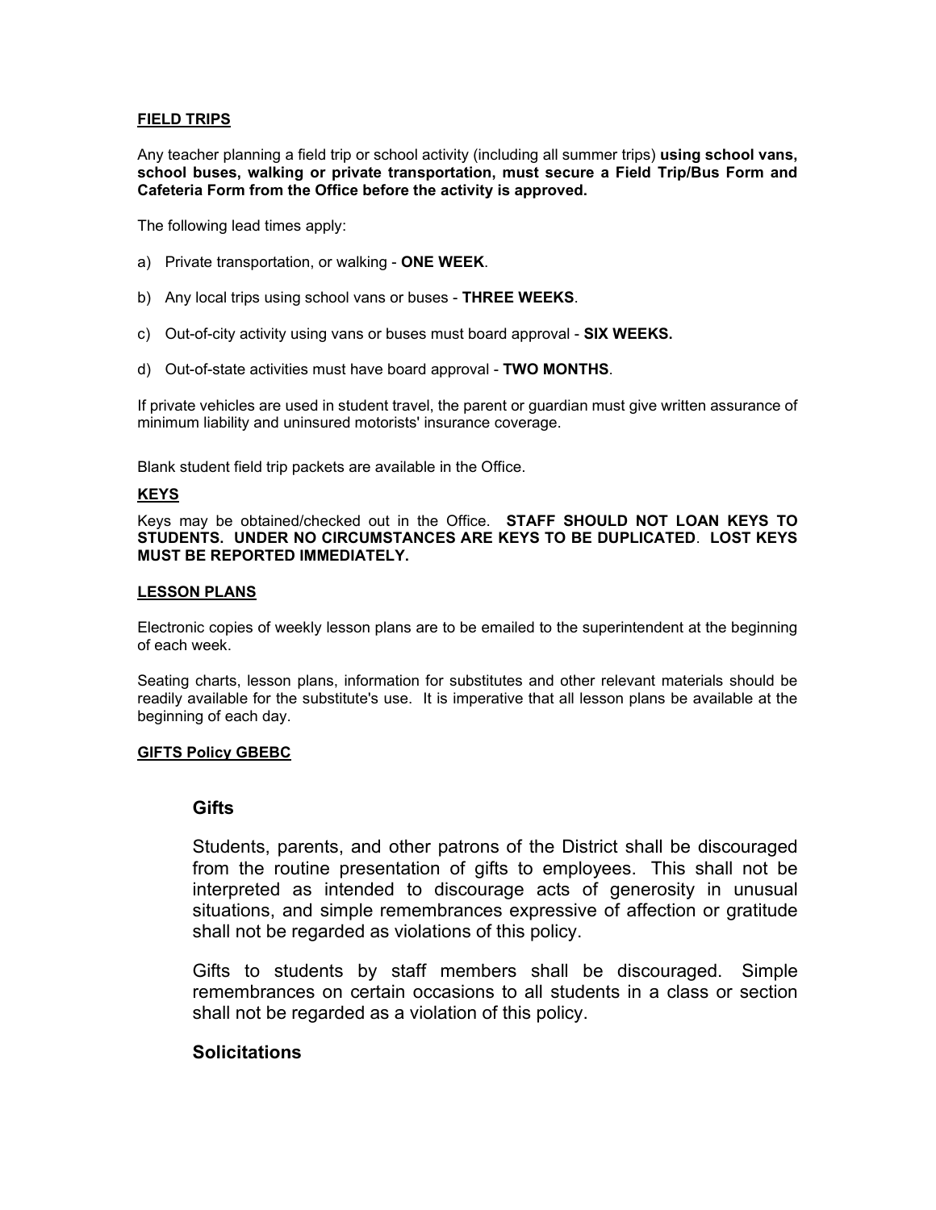**FIELD TRIPS**

Any teacher planning a field trip or school activity (including all summer trips) **using school vans, school buses, walking or private transportation, must secure a Field Trip/Bus Form and Cafeteria Form from the Office before the activity is approved.**

The following lead times apply:

a) Private transportation, or walking - **ONE WEEK**.

b) Any local trips using school vans or buses - **THREE WEEKS**.

c) Out-of-city activity using vans or buses must board approval - **SIX WEEKS.**

d) Out-of-state activities must have board approval - **TWO MONTHS**.

If private vehicles are used in student travel, the parent or guardian must give written assurance of minimum liability and uninsured motorists' insurance coverage.

Blank student field trip packets are available in the Office.

**KEYS**

Keys may be obtained/checked out in the Office. **STAFF SHOULD NOT LOAN KEYS TO STUDENTS. UNDER NO CIRCUMSTANCES ARE KEYS TO BE DUPLICATED**. **LOST KEYS MUST BE REPORTED IMMEDIATELY.**

**LESSON PLANS**

Electronic copies of weekly lesson plans are to be emailed to the superintendent at the beginning of each week.

Seating charts, lesson plans, information for substitutes and other relevant materials should be readily available for the substitute's use. It is imperative that all lesson plans be available at the beginning of each day.

**GIFTS Policy GBEBC**

## Gifts

Students, parents, and other patrons of the District shall be discouraged from the routine presentation of gifts to employees. This shall not be interpreted as intended to discourage acts of generosity in unusual situations, and simple remembrances expressive of affection or gratitude shall not be regarded as violations of this policy.

Gifts to students by staff members shall be discouraged. Simple remembrances on certain occasions to all students in a class or section shall not be regarded as a violation of this policy.

## Solicitations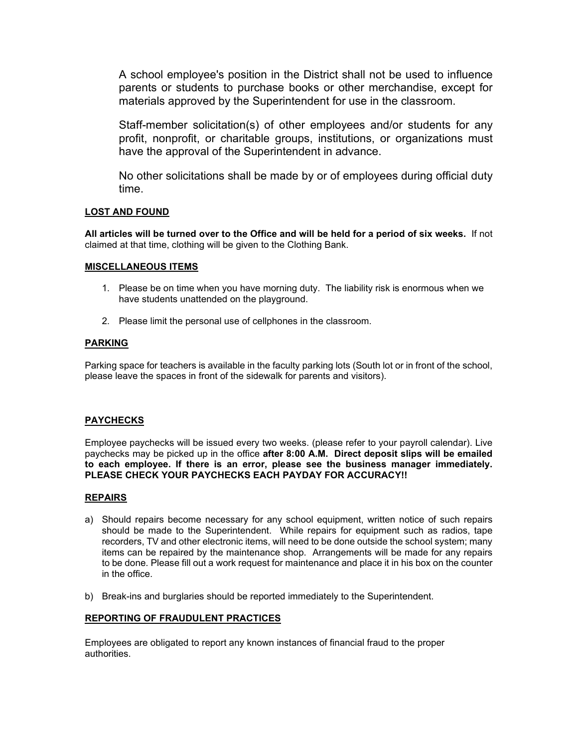A school employee's position in the District shall not be used to influence parents or students to purchase books or other merchandise, except for materials approved by the Superintendent for use in the classroom.

Staff-member solicitation(s) of other employees and/or students for any profit, nonprofit, or charitable groups, institutions, or organizations must have the approval of the Superintendent in advance.

No other solicitations shall be made by or of employees during official duty time.

## LOST AND FOUND

**All articles will be turned over to the Office and will be held for a period of six weeks.** If not claimed at that time, clothing will be given to the Clothing Bank.

## MISCELLANEOUS ITEMS

1. Please be on time when you have morning duty. The liability risk is enormous when we have students unattended on the playground.
2. Please limit the personal use of cellphones in the classroom.

## PARKING

Parking space for teachers is available in the faculty parking lots (South lot or in front of the school, please leave the spaces in front of the sidewalk for parents and visitors).

## PAYCHECKS

Employee paychecks will be issued every two weeks. (please refer to your payroll calendar). Live paychecks may be picked up in the office **after 8:00 A.M. Direct deposit slips will be emailed to each employee. If there is an error, please see the business manager immediately. PLEASE CHECK YOUR PAYCHECKS EACH PAYDAY FOR ACCURACY!!**

## REPAIRS

a) Should repairs become necessary for any school equipment, written notice of such repairs should be made to the Superintendent. While repairs for equipment such as radios, tape recorders, TV and other electronic items, will need to be done outside the school system; many items can be repaired by the maintenance shop. Arrangements will be made for any repairs to be done. Please fill out a work request for maintenance and place it in his box on the counter in the office.

b) Break-ins and burglaries should be reported immediately to the Superintendent.

## REPORTING OF FRAUDULENT PRACTICES

Employees are obligated to report any known instances of financial fraud to the proper authorities.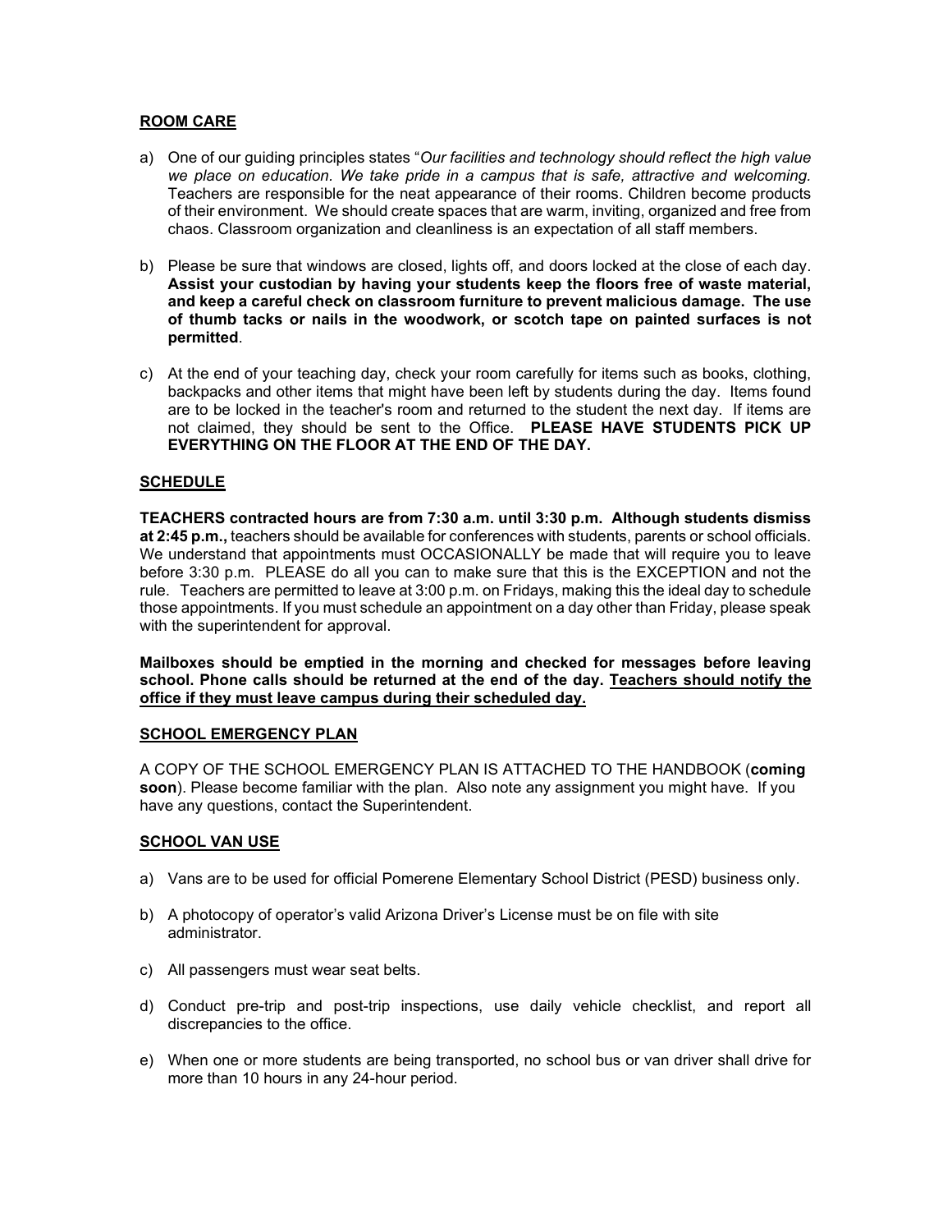## ROOM CARE

a) One of our guiding principles states "*Our facilities and technology should reflect the high value we place on education. We take pride in a campus that is safe, attractive and welcoming.* Teachers are responsible for the neat appearance of their rooms. Children become products of their environment. We should create spaces that are warm, inviting, organized and free from chaos. Classroom organization and cleanliness is an expectation of all staff members.

b) Please be sure that windows are closed, lights off, and doors locked at the close of each day. **Assist your custodian by having your students keep the floors free of waste material, and keep a careful check on classroom furniture to prevent malicious damage. The use of thumb tacks or nails in the woodwork, or scotch tape on painted surfaces is not permitted**.

c) At the end of your teaching day, check your room carefully for items such as books, clothing, backpacks and other items that might have been left by students during the day. Items found are to be locked in the teacher's room and returned to the student the next day. If items are not claimed, they should be sent to the Office. **PLEASE HAVE STUDENTS PICK UP EVERYTHING ON THE FLOOR AT THE END OF THE DAY.**

## SCHEDULE

**TEACHERS contracted hours are from 7:30 a.m. until 3:30 p.m. Although students dismiss at 2:45 p.m.,** teachers should be available for conferences with students, parents or school officials. We understand that appointments must OCCASIONALLY be made that will require you to leave before 3:30 p.m. PLEASE do all you can to make sure that this is the EXCEPTION and not the rule. Teachers are permitted to leave at 3:00 p.m. on Fridays, making this the ideal day to schedule those appointments. If you must schedule an appointment on a day other than Friday, please speak with the superintendent for approval.

**Mailboxes should be emptied in the morning and checked for messages before leaving school. Phone calls should be returned at the end of the day. <u>Teachers should notify the office if they must leave campus during their scheduled day.</u>**

## SCHOOL EMERGENCY PLAN

A COPY OF THE SCHOOL EMERGENCY PLAN IS ATTACHED TO THE HANDBOOK (**coming soon**). Please become familiar with the plan. Also note any assignment you might have. If you have any questions, contact the Superintendent.

## SCHOOL VAN USE

a) Vans are to be used for official Pomerene Elementary School District (PESD) business only.

b) A photocopy of operator's valid Arizona Driver's License must be on file with site administrator.

c) All passengers must wear seat belts.

d) Conduct pre-trip and post-trip inspections, use daily vehicle checklist, and report all discrepancies to the office.

e) When one or more students are being transported, no school bus or van driver shall drive for more than 10 hours in any 24-hour period.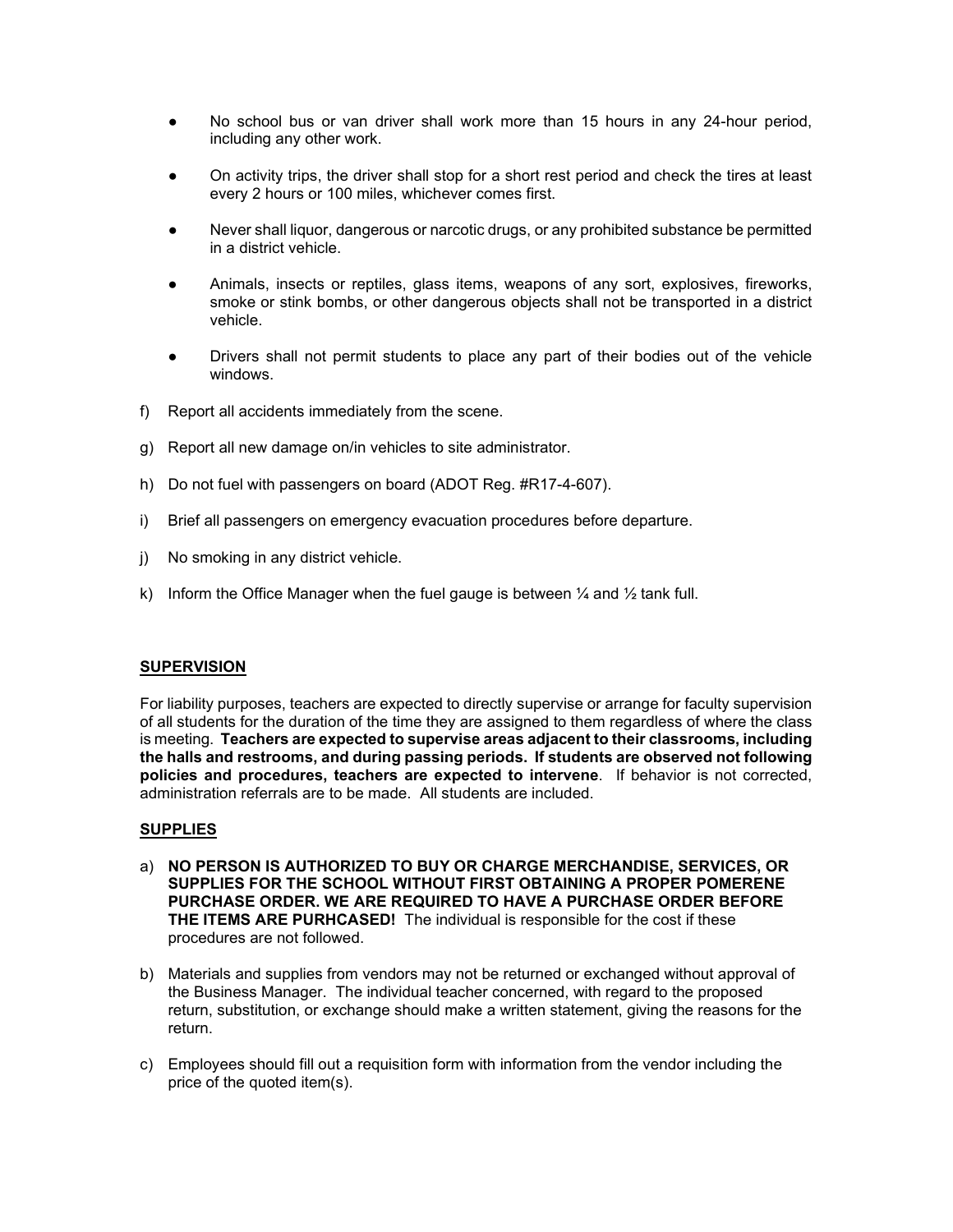- No school bus or van driver shall work more than 15 hours in any 24-hour period, including any other work.

- On activity trips, the driver shall stop for a short rest period and check the tires at least every 2 hours or 100 miles, whichever comes first.

- Never shall liquor, dangerous or narcotic drugs, or any prohibited substance be permitted in a district vehicle.

- Animals, insects or reptiles, glass items, weapons of any sort, explosives, fireworks, smoke or stink bombs, or other dangerous objects shall not be transported in a district vehicle.

- Drivers shall not permit students to place any part of their bodies out of the vehicle windows.

f) Report all accidents immediately from the scene.

g) Report all new damage on/in vehicles to site administrator.

h) Do not fuel with passengers on board (ADOT Reg. #R17-4-607).

i) Brief all passengers on emergency evacuation procedures before departure.

j) No smoking in any district vehicle.

k) Inform the Office Manager when the fuel gauge is between ¼ and ½ tank full.

## SUPERVISION

For liability purposes, teachers are expected to directly supervise or arrange for faculty supervision of all students for the duration of the time they are assigned to them regardless of where the class is meeting. **Teachers are expected to supervise areas adjacent to their classrooms, including the halls and restrooms, and during passing periods. If students are observed not following policies and procedures, teachers are expected to intervene**. If behavior is not corrected, administration referrals are to be made. All students are included.

## SUPPLIES

a) **NO PERSON IS AUTHORIZED TO BUY OR CHARGE MERCHANDISE, SERVICES, OR SUPPLIES FOR THE SCHOOL WITHOUT FIRST OBTAINING A PROPER POMERENE PURCHASE ORDER. WE ARE REQUIRED TO HAVE A PURCHASE ORDER BEFORE THE ITEMS ARE PURHCASED!** The individual is responsible for the cost if these procedures are not followed.

b) Materials and supplies from vendors may not be returned or exchanged without approval of the Business Manager. The individual teacher concerned, with regard to the proposed return, substitution, or exchange should make a written statement, giving the reasons for the return.

c) Employees should fill out a requisition form with information from the vendor including the price of the quoted item(s).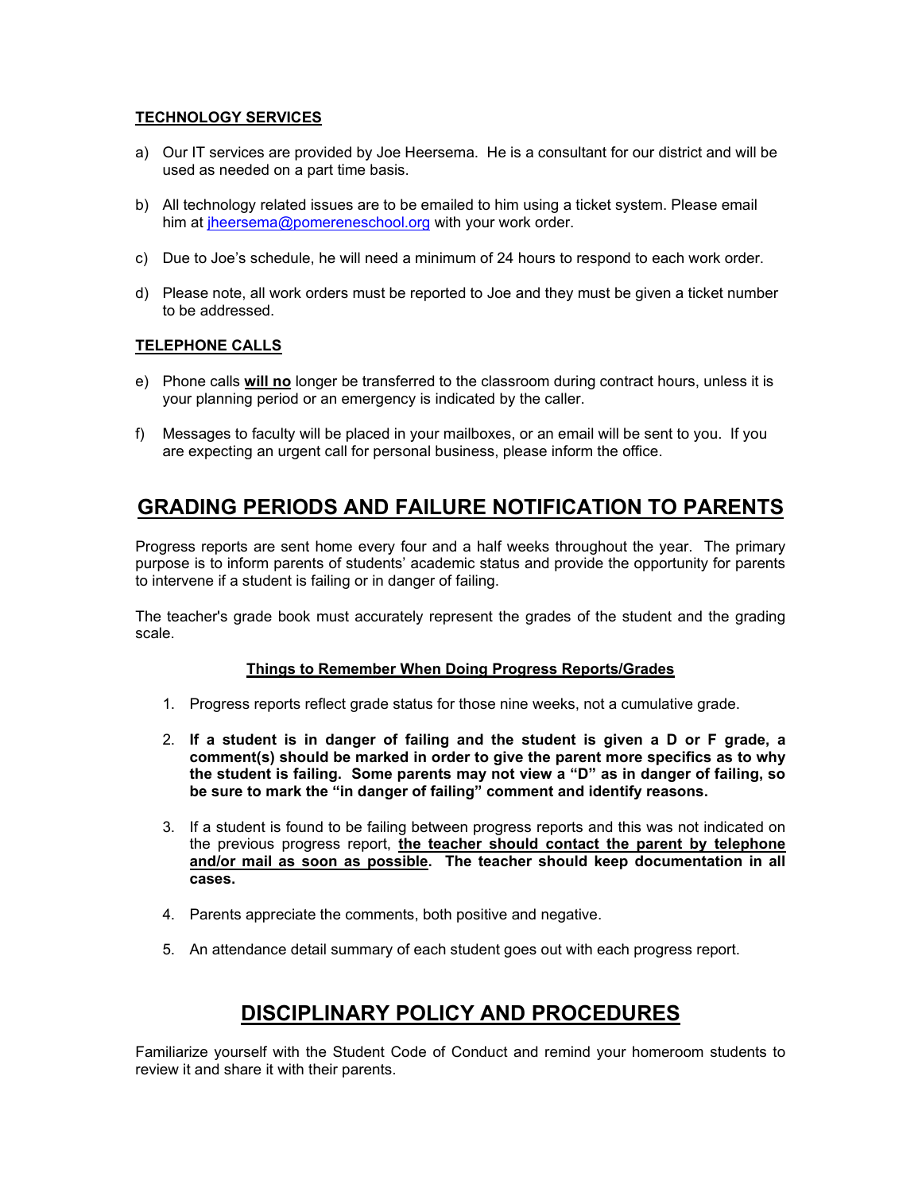### TECHNOLOGY SERVICES

a) Our IT services are provided by Joe Heersema. He is a consultant for our district and will be used as needed on a part time basis.

b) All technology related issues are to be emailed to him using a ticket system. Please email him at jheersema@pomereneschool.org with your work order.

c) Due to Joe's schedule, he will need a minimum of 24 hours to respond to each work order.

d) Please note, all work orders must be reported to Joe and they must be given a ticket number to be addressed.

### TELEPHONE CALLS

e) Phone calls **will no** longer be transferred to the classroom during contract hours, unless it is your planning period or an emergency is indicated by the caller.

f) Messages to faculty will be placed in your mailboxes, or an email will be sent to you. If you are expecting an urgent call for personal business, please inform the office.

## GRADING PERIODS AND FAILURE NOTIFICATION TO PARENTS

Progress reports are sent home every four and a half weeks throughout the year. The primary purpose is to inform parents of students' academic status and provide the opportunity for parents to intervene if a student is failing or in danger of failing.

The teacher's grade book must accurately represent the grades of the student and the grading scale.

**Things to Remember When Doing Progress Reports/Grades**

1. Progress reports reflect grade status for those nine weeks, not a cumulative grade.
2. **If a student is in danger of failing and the student is given a D or F grade, a comment(s) should be marked in order to give the parent more specifics as to why the student is failing. Some parents may not view a "D" as in danger of failing, so be sure to mark the "in danger of failing" comment and identify reasons.**
3. If a student is found to be failing between progress reports and this was not indicated on the previous progress report, **the teacher should contact the parent by telephone and/or mail as soon as possible**. **The teacher should keep documentation in all cases.**
4. Parents appreciate the comments, both positive and negative.
5. An attendance detail summary of each student goes out with each progress report.

## DISCIPLINARY POLICY AND PROCEDURES

Familiarize yourself with the Student Code of Conduct and remind your homeroom students to review it and share it with their parents.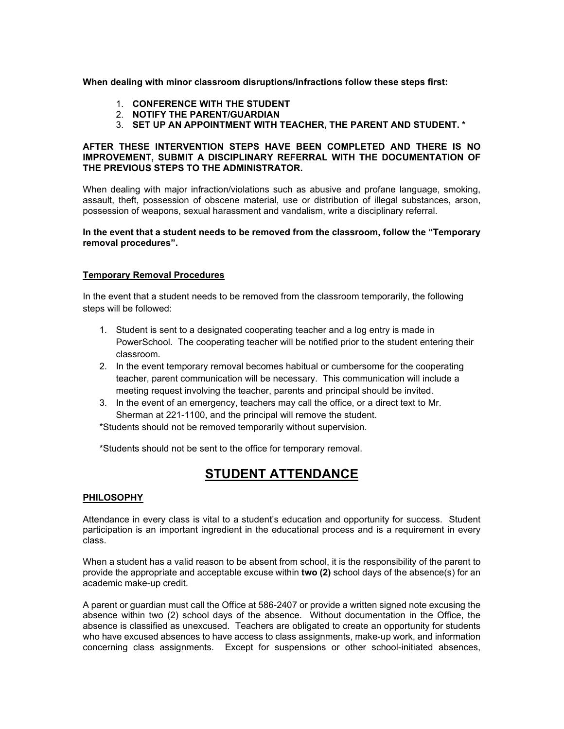**When dealing with minor classroom disruptions/infractions follow these steps first:**

1. **CONFERENCE WITH THE STUDENT**
2. **NOTIFY THE PARENT/GUARDIAN**
3. **SET UP AN APPOINTMENT WITH TEACHER, THE PARENT AND STUDENT. ***

**AFTER THESE INTERVENTION STEPS HAVE BEEN COMPLETED AND THERE IS NO IMPROVEMENT, SUBMIT A DISCIPLINARY REFERRAL WITH THE DOCUMENTATION OF THE PREVIOUS STEPS TO THE ADMINISTRATOR.**

When dealing with major infraction/violations such as abusive and profane language, smoking, assault, theft, possession of obscene material, use or distribution of illegal substances, arson, possession of weapons, sexual harassment and vandalism, write a disciplinary referral.

**In the event that a student needs to be removed from the classroom, follow the "Temporary removal procedures".**

### Temporary Removal Procedures

In the event that a student needs to be removed from the classroom temporarily, the following steps will be followed:

1. Student is sent to a designated cooperating teacher and a log entry is made in PowerSchool. The cooperating teacher will be notified prior to the student entering their classroom.
2. In the event temporary removal becomes habitual or cumbersome for the cooperating teacher, parent communication will be necessary. This communication will include a meeting request involving the teacher, parents and principal should be invited.
3. In the event of an emergency, teachers may call the office, or a direct text to Mr. Sherman at 221-1100, and the principal will remove the student.

*Students should not be removed temporarily without supervision.

*Students should not be sent to the office for temporary removal.

## STUDENT ATTENDANCE

### PHILOSOPHY

Attendance in every class is vital to a student's education and opportunity for success. Student participation is an important ingredient in the educational process and is a requirement in every class.

When a student has a valid reason to be absent from school, it is the responsibility of the parent to provide the appropriate and acceptable excuse within **two (2)** school days of the absence(s) for an academic make-up credit.

A parent or guardian must call the Office at 586-2407 or provide a written signed note excusing the absence within two (2) school days of the absence. Without documentation in the Office, the absence is classified as unexcused. Teachers are obligated to create an opportunity for students who have excused absences to have access to class assignments, make-up work, and information concerning class assignments. Except for suspensions or other school-initiated absences,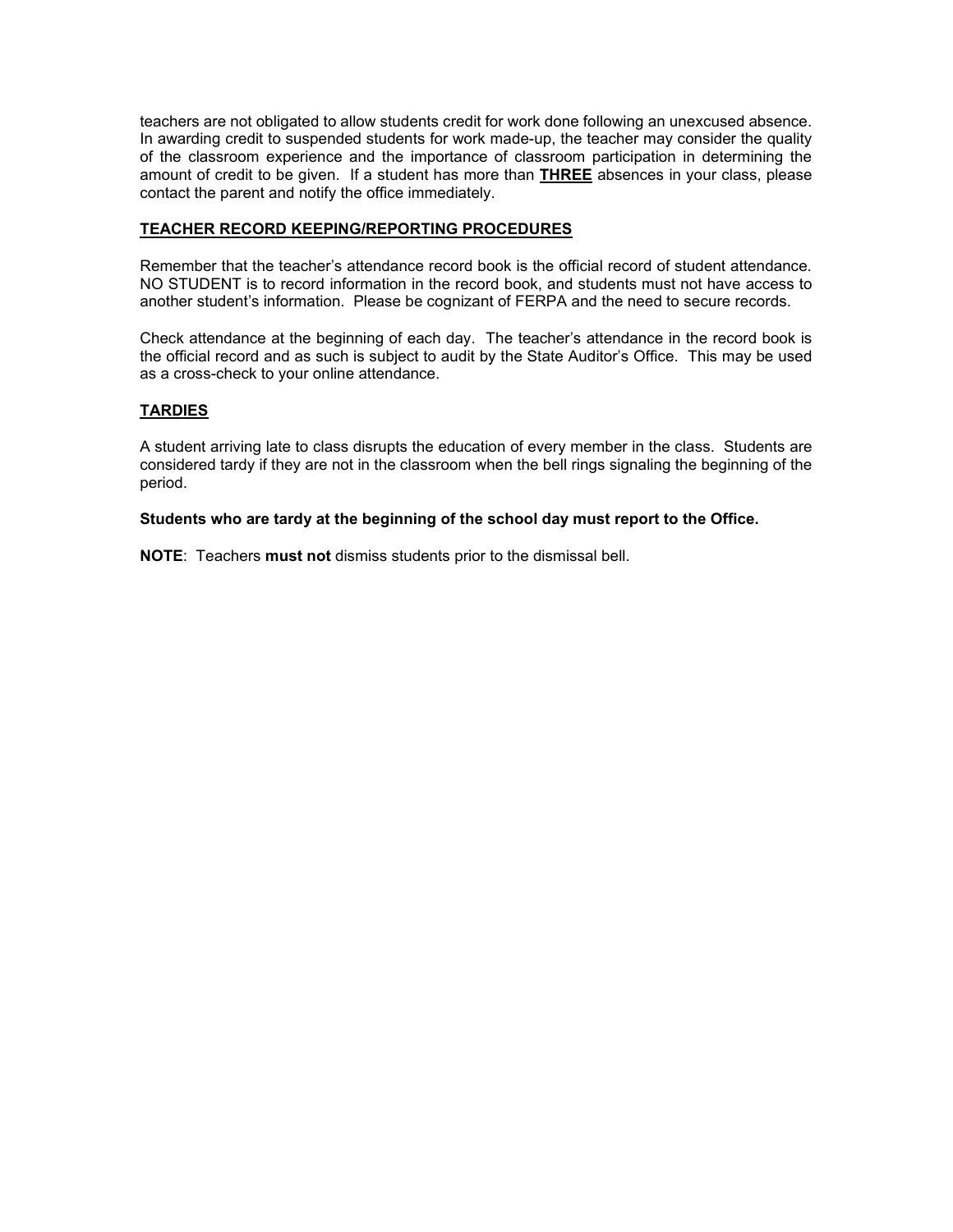teachers are not obligated to allow students credit for work done following an unexcused absence. In awarding credit to suspended students for work made-up, the teacher may consider the quality of the classroom experience and the importance of classroom participation in determining the amount of credit to be given. If a student has more than **<u>THREE</u>** absences in your class, please contact the parent and notify the office immediately.

## <u>TEACHER RECORD KEEPING/REPORTING PROCEDURES</u>

Remember that the teacher's attendance record book is the official record of student attendance. NO STUDENT is to record information in the record book, and students must not have access to another student's information. Please be cognizant of FERPA and the need to secure records.

Check attendance at the beginning of each day. The teacher's attendance in the record book is the official record and as such is subject to audit by the State Auditor's Office. This may be used as a cross-check to your online attendance.

## <u>TARDIES</u>

A student arriving late to class disrupts the education of every member in the class. Students are considered tardy if they are not in the classroom when the bell rings signaling the beginning of the period.

**Students who are tardy at the beginning of the school day must report to the Office.**

**NOTE**: Teachers **must not** dismiss students prior to the dismissal bell.